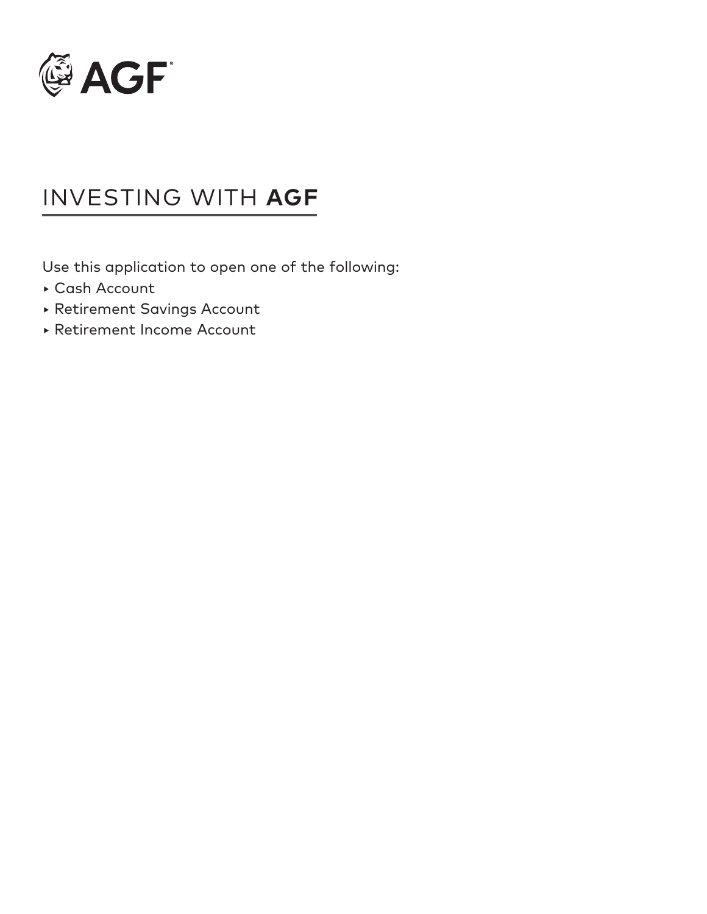AGF

# INVESTING WITH **AGF**

Use this application to open one of the following:

- Cash Account
- Retirement Savings Account
- Retirement Income Account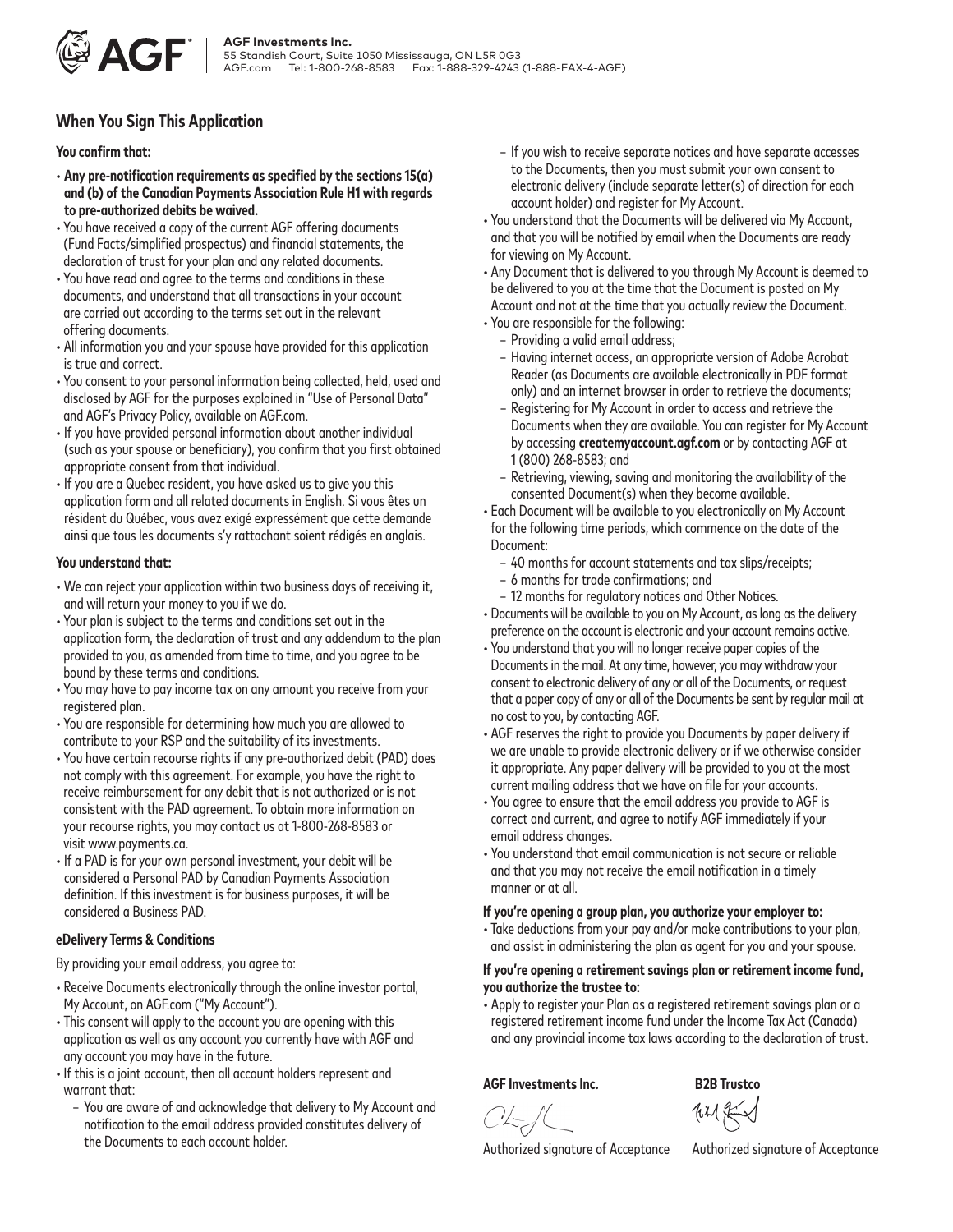AGF Investments Inc.
55 Standish Court, Suite 1050 Mississauga, ON L5R 0G3
AGF.com Tel: 1-800-268-8583 Fax: 1-888-329-4243 (1-888-FAX-4-AGF)

## When You Sign This Application

### You confirm that:

- **Any pre-notification requirements as specified by the sections 15(a) and (b) of the Canadian Payments Association Rule H1 with regards to pre-authorized debits be waived.**
- You have received a copy of the current AGF offering documents (Fund Facts/simplified prospectus) and financial statements, the declaration of trust for your plan and any related documents.
- You have read and agree to the terms and conditions in these documents, and understand that all transactions in your account are carried out according to the terms set out in the relevant offering documents.
- All information you and your spouse have provided for this application is true and correct.
- You consent to your personal information being collected, held, used and disclosed by AGF for the purposes explained in "Use of Personal Data" and AGF's Privacy Policy, available on AGF.com.
- If you have provided personal information about another individual (such as your spouse or beneficiary), you confirm that you first obtained appropriate consent from that individual.
- If you are a Quebec resident, you have asked us to give you this application form and all related documents in English. Si vous êtes un résident du Québec, vous avez exigé expressément que cette demande ainsi que tous les documents s'y rattachant soient rédigés en anglais.

### You understand that:

- We can reject your application within two business days of receiving it, and will return your money to you if we do.
- Your plan is subject to the terms and conditions set out in the application form, the declaration of trust and any addendum to the plan provided to you, as amended from time to time, and you agree to be bound by these terms and conditions.
- You may have to pay income tax on any amount you receive from your registered plan.
- You are responsible for determining how much you are allowed to contribute to your RSP and the suitability of its investments.
- You have certain recourse rights if any pre-authorized debit (PAD) does not comply with this agreement. For example, you have the right to receive reimbursement for any debit that is not authorized or is not consistent with the PAD agreement. To obtain more information on your recourse rights, you may contact us at 1-800-268-8583 or visit www.payments.ca.
- If a PAD is for your own personal investment, your debit will be considered a Personal PAD by Canadian Payments Association definition. If this investment is for business purposes, it will be considered a Business PAD.

### eDelivery Terms & Conditions

By providing your email address, you agree to:

- Receive Documents electronically through the online investor portal, My Account, on AGF.com ("My Account").
- This consent will apply to the account you are opening with this application as well as any account you currently have with AGF and any account you may have in the future.
- If this is a joint account, then all account holders represent and warrant that:
  - You are aware of and acknowledge that delivery to My Account and notification to the email address provided constitutes delivery of the Documents to each account holder.
  - If you wish to receive separate notices and have separate accesses to the Documents, then you must submit your own consent to electronic delivery (include separate letter(s) of direction for each account holder) and register for My Account.
- You understand that the Documents will be delivered via My Account, and that you will be notified by email when the Documents are ready for viewing on My Account.
- Any Document that is delivered to you through My Account is deemed to be delivered to you at the time that the Document is posted on My Account and not at the time that you actually review the Document.
- You are responsible for the following:
  - Providing a valid email address;
  - Having internet access, an appropriate version of Adobe Acrobat Reader (as Documents are available electronically in PDF format only) and an internet browser in order to retrieve the documents;
  - Registering for My Account in order to access and retrieve the Documents when they are available. You can register for My Account by accessing **createmyaccount.agf.com** or by contacting AGF at 1 (800) 268-8583; and
  - Retrieving, viewing, saving and monitoring the availability of the consented Document(s) when they become available.
- Each Document will be available to you electronically on My Account for the following time periods, which commence on the date of the Document:
  - 40 months for account statements and tax slips/receipts;
  - 6 months for trade confirmations; and
  - 12 months for regulatory notices and Other Notices.
- Documents will be available to you on My Account, as long as the delivery preference on the account is electronic and your account remains active.
- You understand that you will no longer receive paper copies of the Documents in the mail. At any time, however, you may withdraw your consent to electronic delivery of any or all of the Documents, or request that a paper copy of any or all of the Documents be sent by regular mail at no cost to you, by contacting AGF.
- AGF reserves the right to provide you Documents by paper delivery if we are unable to provide electronic delivery or if we otherwise consider it appropriate. Any paper delivery will be provided to you at the most current mailing address that we have on file for your accounts.
- You agree to ensure that the email address you provide to AGF is correct and current, and agree to notify AGF immediately if your email address changes.
- You understand that email communication is not secure or reliable and that you may not receive the email notification in a timely manner or at all.

### If you're opening a group plan, you authorize your employer to:

- Take deductions from your pay and/or make contributions to your plan, and assist in administering the plan as agent for you and your spouse.

### If you're opening a retirement savings plan or retirement income fund, you authorize the trustee to:

- Apply to register your Plan as a registered retirement savings plan or a registered retirement income fund under the Income Tax Act (Canada) and any provincial income tax laws according to the declaration of trust.

| **AGF Investments Inc.** | **B2B Trustco** |
|---|---|
| Authorized signature of Acceptance | Authorized signature of Acceptance |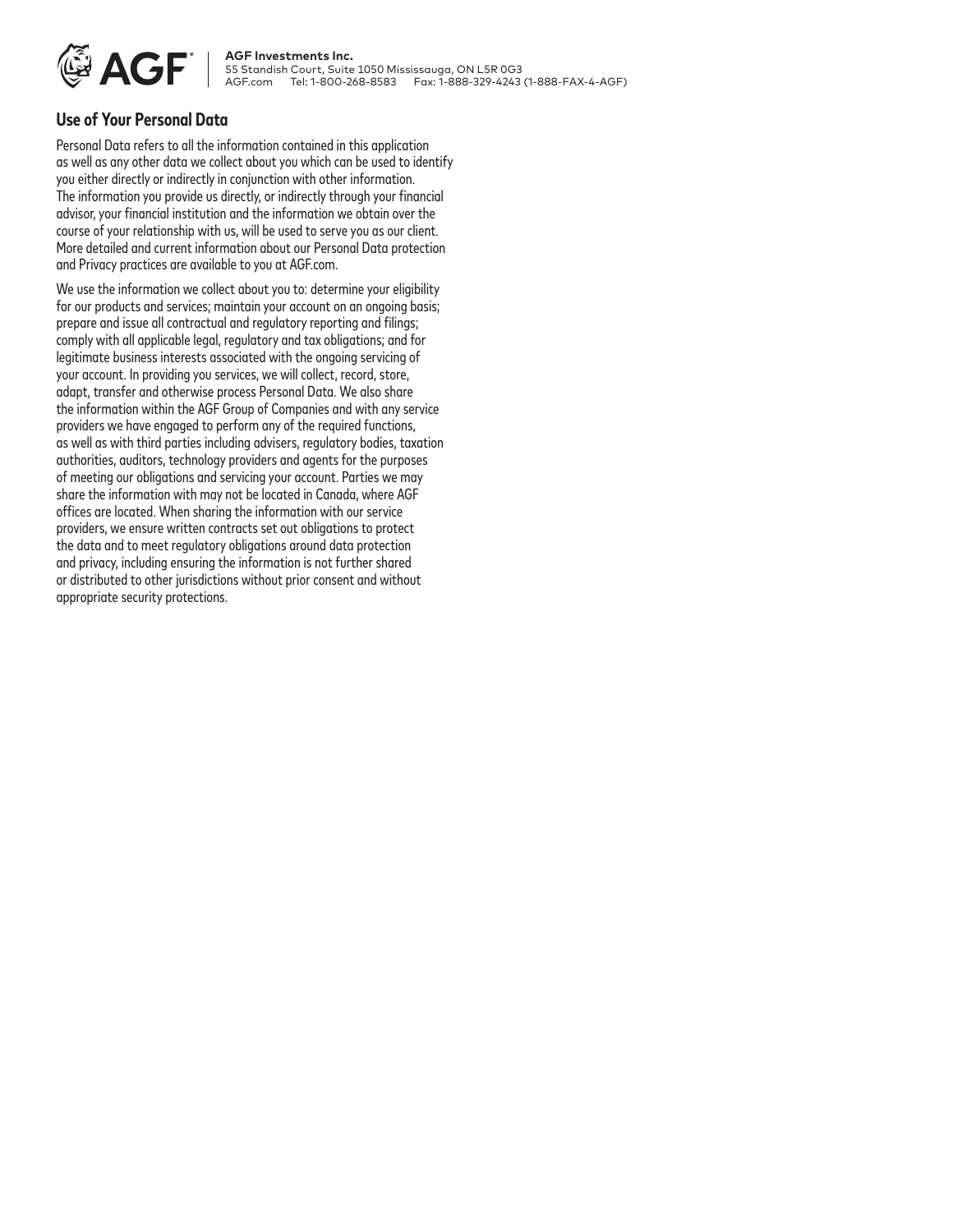**AGF Investments Inc.**
55 Standish Court, Suite 1050 Mississauga, ON L5R 0G3
AGF.com Tel: 1-800-268-8583 Fax: 1-888-329-4243 (1-888-FAX-4-AGF)

## Use of Your Personal Data

Personal Data refers to all the information contained in this application as well as any other data we collect about you which can be used to identify you either directly or indirectly in conjunction with other information. The information you provide us directly, or indirectly through your financial advisor, your financial institution and the information we obtain over the course of your relationship with us, will be used to serve you as our client. More detailed and current information about our Personal Data protection and Privacy practices are available to you at AGF.com.

We use the information we collect about you to: determine your eligibility for our products and services; maintain your account on an ongoing basis; prepare and issue all contractual and regulatory reporting and filings; comply with all applicable legal, regulatory and tax obligations; and for legitimate business interests associated with the ongoing servicing of your account. In providing you services, we will collect, record, store, adapt, transfer and otherwise process Personal Data. We also share the information within the AGF Group of Companies and with any service providers we have engaged to perform any of the required functions, as well as with third parties including advisers, regulatory bodies, taxation authorities, auditors, technology providers and agents for the purposes of meeting our obligations and servicing your account. Parties we may share the information with may not be located in Canada, where AGF offices are located. When sharing the information with our service providers, we ensure written contracts set out obligations to protect the data and to meet regulatory obligations around data protection and privacy, including ensuring the information is not further shared or distributed to other jurisdictions without prior consent and without appropriate security protections.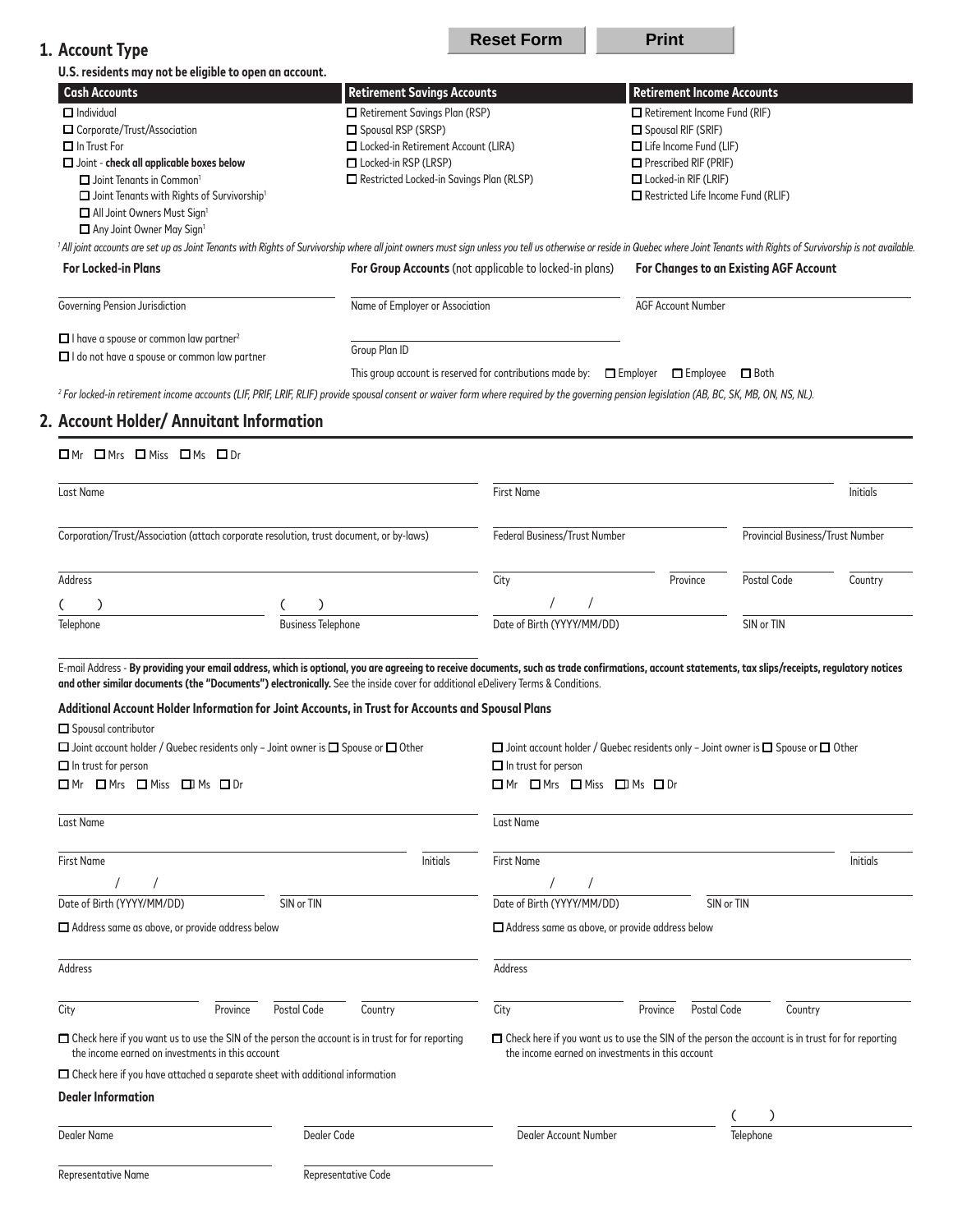Reset Form | Print

## 1. Account Type

**U.S. residents may not be eligible to open an account.**

| Cash Accounts | Retirement Savings Accounts | Retirement Income Accounts |
| --- | --- | --- |
| ☐ Individual | ☐ Retirement Savings Plan (RSP) | ☐ Retirement Income Fund (RIF) |
| ☐ Corporate/Trust/Association | ☐ Spousal RSP (SRSP) | ☐ Spousal RIF (SRIF) |
| ☐ In Trust For | ☐ Locked-in Retirement Account (LIRA) | ☐ Life Income Fund (LIF) |
| ☐ Joint - **check all applicable boxes below** | ☐ Locked-in RSP (LRSP) | ☐ Prescribed RIF (PRIF) |
| ☐ Joint Tenants in Common[1] | ☐ Restricted Locked-in Savings Plan (RLSP) | ☐ Locked-in RIF (LRIF) |
| ☐ Joint Tenants with Rights of Survivorship[1] | | ☐ Restricted Life Income Fund (RLIF) |
| ☐ All Joint Owners Must Sign[1] | | |
| ☐ Any Joint Owner May Sign[1] | | |

*[1] All joint accounts are set up as Joint Tenants with Rights of Survivorship where all joint owners must sign unless you tell us otherwise or reside in Quebec where Joint Tenants with Rights of Survivorship is not available.*

**For Locked-in Plans**

Governing Pension Jurisdiction

☐ I have a spouse or common law partner[2]
☐ I do not have a spouse or common law partner

**For Group Accounts** (not applicable to locked-in plans)

Name of Employer or Association

Group Plan ID

This group account is reserved for contributions made by: ☐ Employer ☐ Employee ☐ Both

**For Changes to an Existing AGF Account**

AGF Account Number

*[2] For locked-in retirement income accounts (LIF, PRIF, LRIF, RLIF) provide spousal consent or waiver form where required by the governing pension legislation (AB, BC, SK, MB, ON, NS, NL).*

## 2. Account Holder/ Annuitant Information

☐ Mr ☐ Mrs ☐ Miss ☐ Ms ☐ Dr

Last Name | First Name | Initials

Corporation/Trust/Association (attach corporate resolution, trust document, or by-laws) | Federal Business/Trust Number | Provincial Business/Trust Number

Address | City | Province | Postal Code | Country

( ) Telephone | ( ) Business Telephone | / / Date of Birth (YYYY/MM/DD) | SIN or TIN

E-mail Address - **By providing your email address, which is optional, you are agreeing to receive documents, such as trade confirmations, account statements, tax slips/receipts, regulatory notices and other similar documents (the "Documents") electronically.** See the inside cover for additional eDelivery Terms & Conditions.

**Additional Account Holder Information for Joint Accounts, in Trust for Accounts and Spousal Plans**

☐ Spousal contributor

☐ Joint account holder / Quebec residents only – Joint owner is ☐ Spouse or ☐ Other
☐ In trust for person
☐ Mr ☐ Mrs ☐ Miss ☐ Ms ☐ Dr

Last Name

First Name | Initials

/ / Date of Birth (YYYY/MM/DD) | SIN or TIN

☐ Address same as above, or provide address below

Address

City | Province | Postal Code | Country

☐ Check here if you want us to use the SIN of the person the account is in trust for for reporting the income earned on investments in this account

☐ Joint account holder / Quebec residents only – Joint owner is ☐ Spouse or ☐ Other
☐ In trust for person
☐ Mr ☐ Mrs ☐ Miss ☐ Ms ☐ Dr

Last Name

First Name | Initials

/ / Date of Birth (YYYY/MM/DD) | SIN or TIN

☐ Address same as above, or provide address below

Address

City | Province | Postal Code | Country

☐ Check here if you want us to use the SIN of the person the account is in trust for for reporting the income earned on investments in this account

☐ Check here if you have attached a separate sheet with additional information

**Dealer Information**

Dealer Name | Dealer Code | Dealer Account Number | ( ) Telephone

Representative Name | Representative Code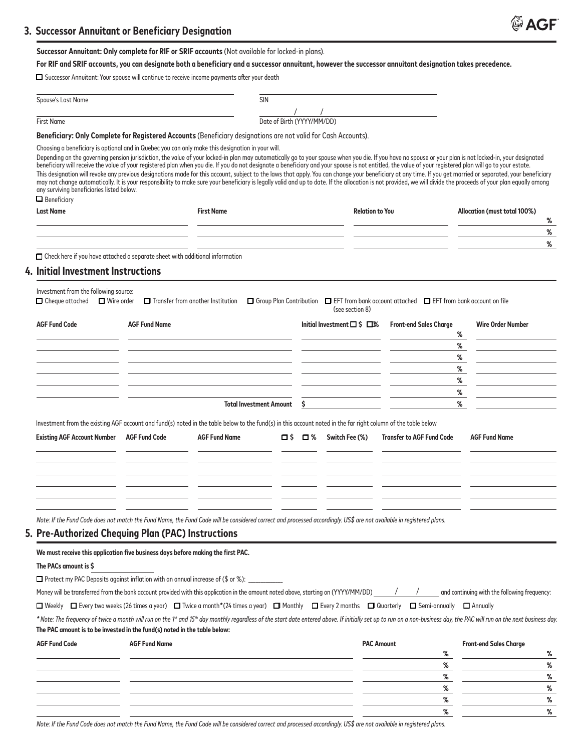## 3. Successor Annuitant or Beneficiary Designation

**Successor Annuitant: Only complete for RIF or SRIF accounts** (Not available for locked-in plans).

**For RIF and SRIF accounts, you can designate both a beneficiary and a successor annuitant, however the successor annuitant designation takes precedence.**

☐ Successor Annuitant: Your spouse will continue to receive income payments after your death

Spouse's Last Name ____________________ SIN ____________________

First Name ____________________ Date of Birth (YYYY/MM/DD) ____ / ____ / ____

**Beneficiary: Only Complete for Registered Accounts** (Beneficiary designations are not valid for Cash Accounts).

Choosing a beneficiary is optional and in Quebec you can only make this designation in your will.

Depending on the governing pension jurisdiction, the value of your locked-in plan may automatically go to your spouse when you die. If you have no spouse or your plan is not locked-in, your designated beneficiary will receive the value of your registered plan when you die. If you do not designate a beneficiary and your spouse is not entitled, the value of your registered plan will go to your estate. This designation will revoke any previous designations made for this account, subject to the laws that apply. You can change your beneficiary at any time. If you get married or separated, your beneficiary may not change automatically. It is your responsibility to make sure your beneficiary is legally valid and up to date. If the allocation is not provided, we will divide the proceeds of your plan equally among any surviving beneficiaries listed below.

☐ Beneficiary

| Last Name | First Name | Relation to You | Allocation (must total 100%) |
|---|---|---|---|
| | | | % |
| | | | % |
| | | | % |

☐ Check here if you have attached a separate sheet with additional information

## 4. Initial Investment Instructions

Investment from the following source:

☐ Cheque attached ☐ Wire order ☐ Transfer from another Institution ☐ Group Plan Contribution ☐ EFT from bank account attached (see section 8) ☐ EFT from bank account on file

| AGF Fund Code | AGF Fund Name | Initial Investment ☐ $ ☐% | Front-end Sales Charge | Wire Order Number |
|---|---|---|---|---|
| | | | % | |
| | | | % | |
| | | | % | |
| | | | % | |
| | | | % | |
| | | | % | |
| | **Total Investment Amount** | $ | % | |

Investment from the existing AGF account and fund(s) noted in the table below to the fund(s) in this account noted in the far right column of the table below

| Existing AGF Account Number | AGF Fund Code | AGF Fund Name | ☐ $ ☐ % | Switch Fee (%) | Transfer to AGF Fund Code | AGF Fund Name |
|---|---|---|---|---|---|---|
| | | | | | | |
| | | | | | | |
| | | | | | | |
| | | | | | | |
| | | | | | | |

*Note: If the Fund Code does not match the Fund Name, the Fund Code will be considered correct and processed accordingly. US$ are not available in registered plans.*

## 5. Pre-Authorized Chequing Plan (PAC) Instructions

**We must receive this application five business days before making the first PAC.**

**The PACs amount is $** ____________

☐ Protect my PAC Deposits against inflation with an annual increase of ($ or %): ____________

Money will be transferred from the bank account provided with this application in the amount noted above, starting on (YYYY/MM/DD) ____ / ____ / ____ and continuing with the following frequency:

☐ Weekly ☐ Every two weeks (26 times a year) ☐ Twice a month* (24 times a year) ☐ Monthly ☐ Every 2 months ☐ Quarterly ☐ Semi-annually ☐ Annually

*\* Note: The frequency of twice a month will run on the 1st and 15th day monthly regardless of the start date entered above. If initially set up to run on a non-business day, the PAC will run on the next business day.*

**The PAC amount is to be invested in the fund(s) noted in the table below:**

| AGF Fund Code | AGF Fund Name | PAC Amount | Front-end Sales Charge |
|---|---|---|---|
| | | % | % |
| | | % | % |
| | | % | % |
| | | % | % |
| | | % | % |
| | | % | % |

*Note: If the Fund Code does not match the Fund Name, the Fund Code will be considered correct and processed accordingly. US$ are not available in registered plans.*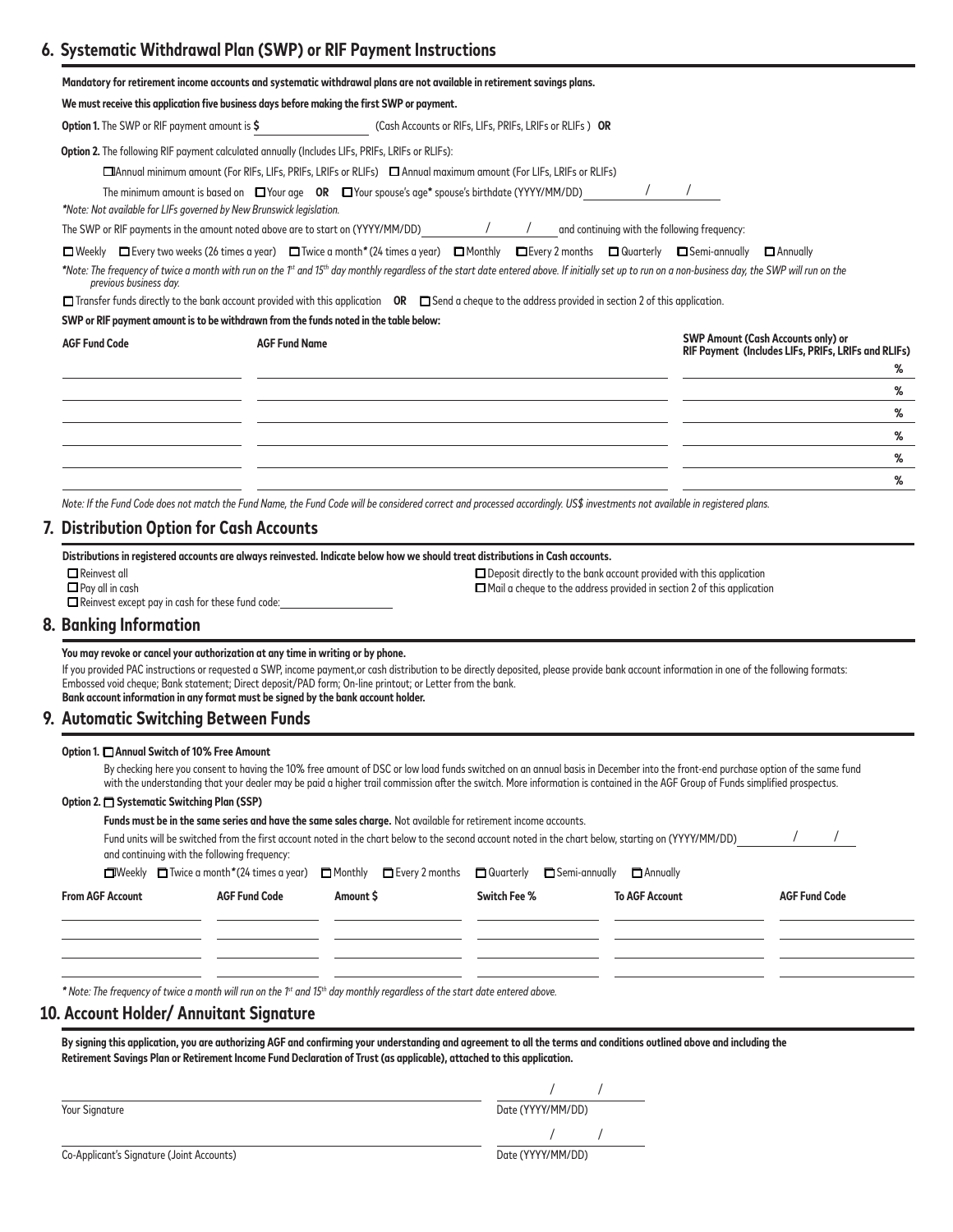## 6. Systematic Withdrawal Plan (SWP) or RIF Payment Instructions

**Mandatory for retirement income accounts and systematic withdrawal plans are not available in retirement savings plans.**

**We must receive this application five business days before making the first SWP or payment.**

**Option 1.** The SWP or RIF payment amount is **$** ____________ (Cash Accounts or RIFs, LIFs, PRIFs, LRIFs or RLIFs ) **OR**

**Option 2.** The following RIF payment calculated annually (Includes LIFs, PRIFs, LRIFs or RLIFs):

☐ Annual minimum amount (For RIFs, LIFs, PRIFs, LRIFs or RLIFs) ☐ Annual maximum amount (For LIFs, LRIFs or RLIFs)

The minimum amount is based on ☐ Your age **OR** ☐ Your spouse's age* spouse's birthdate (YYYY/MM/DD) ____ / ____ / ____

*Note: Not available for LIFs governed by New Brunswick legislation.*

The SWP or RIF payments in the amount noted above are to start on (YYYY/MM/DD) ____ / ____ / ____ and continuing with the following frequency:

☐ Weekly ☐ Every two weeks (26 times a year) ☐ Twice a month* (24 times a year) ☐ Monthly ☐ Every 2 months ☐ Quarterly ☐ Semi-annually ☐ Annually

*\*Note: The frequency of twice a month with run on the 1st and 15th day monthly regardless of the start date entered above. If initially set up to run on a non-business day, the SWP will run on the previous business day.*

☐ Transfer funds directly to the bank account provided with this application **OR** ☐ Send a cheque to the address provided in section 2 of this application.

**SWP or RIF payment amount is to be withdrawn from the funds noted in the table below:**

| AGF Fund Code | AGF Fund Name | SWP Amount (Cash Accounts only) or RIF Payment (Includes LIFs, PRIFs, LRIFs and RLIFs) |
|---|---|---|
| | | % |
| | | % |
| | | % |
| | | % |
| | | % |
| | | % |

*Note: If the Fund Code does not match the Fund Name, the Fund Code will be considered correct and processed accordingly. US$ investments not available in registered plans.*

## 7. Distribution Option for Cash Accounts

**Distributions in registered accounts are always reinvested. Indicate below how we should treat distributions in Cash accounts.**

☐ Reinvest all
☐ Pay all in cash
☐ Reinvest except pay in cash for these fund code: ____________

☐ Deposit directly to the bank account provided with this application
☐ Mail a cheque to the address provided in section 2 of this application

## 8. Banking Information

**You may revoke or cancel your authorization at any time in writing or by phone.**

If you provided PAC instructions or requested a SWP, income payment,or cash distribution to be directly deposited, please provide bank account information in one of the following formats: Embossed void cheque; Bank statement; Direct deposit/PAD form; On-line printout; or Letter from the bank.

**Bank account information in any format must be signed by the bank account holder.**

## 9. Automatic Switching Between Funds

**Option 1. ☐ Annual Switch of 10% Free Amount**

By checking here you consent to having the 10% free amount of DSC or low load funds switched on an annual basis in December into the front-end purchase option of the same fund with the understanding that your dealer may be paid a higher trail commission after the switch. More information is contained in the AGF Group of Funds simplified prospectus.

**Option 2. ☐ Systematic Switching Plan (SSP)**

**Funds must be in the same series and have the same sales charge.** Not available for retirement income accounts.

Fund units will be switched from the first account noted in the chart below to the second account noted in the chart below, starting on (YYYY/MM/DD) ____ / ____ / ____ and continuing with the following frequency:

☐ Weekly ☐ Twice a month* (24 times a year) ☐ Monthly ☐ Every 2 months ☐ Quarterly ☐ Semi-annually ☐ Annually

| From AGF Account | AGF Fund Code | Amount $ | Switch Fee % | To AGF Account | AGF Fund Code |
|---|---|---|---|---|---|
| | | | | | |
| | | | | | |
| | | | | | |

*\* Note: The frequency of twice a month will run on the 1st and 15th day monthly regardless of the start date entered above.*

## 10. Account Holder/ Annuitant Signature

**By signing this application, you are authorizing AGF and confirming your understanding and agreement to all the terms and conditions outlined above and including the Retirement Savings Plan or Retirement Income Fund Declaration of Trust (as applicable), attached to this application.**

______________________________ ____ / ____ / ____
Your Signature Date (YYYY/MM/DD)

______________________________ ____ / ____ / ____
Co-Applicant's Signature (Joint Accounts) Date (YYYY/MM/DD)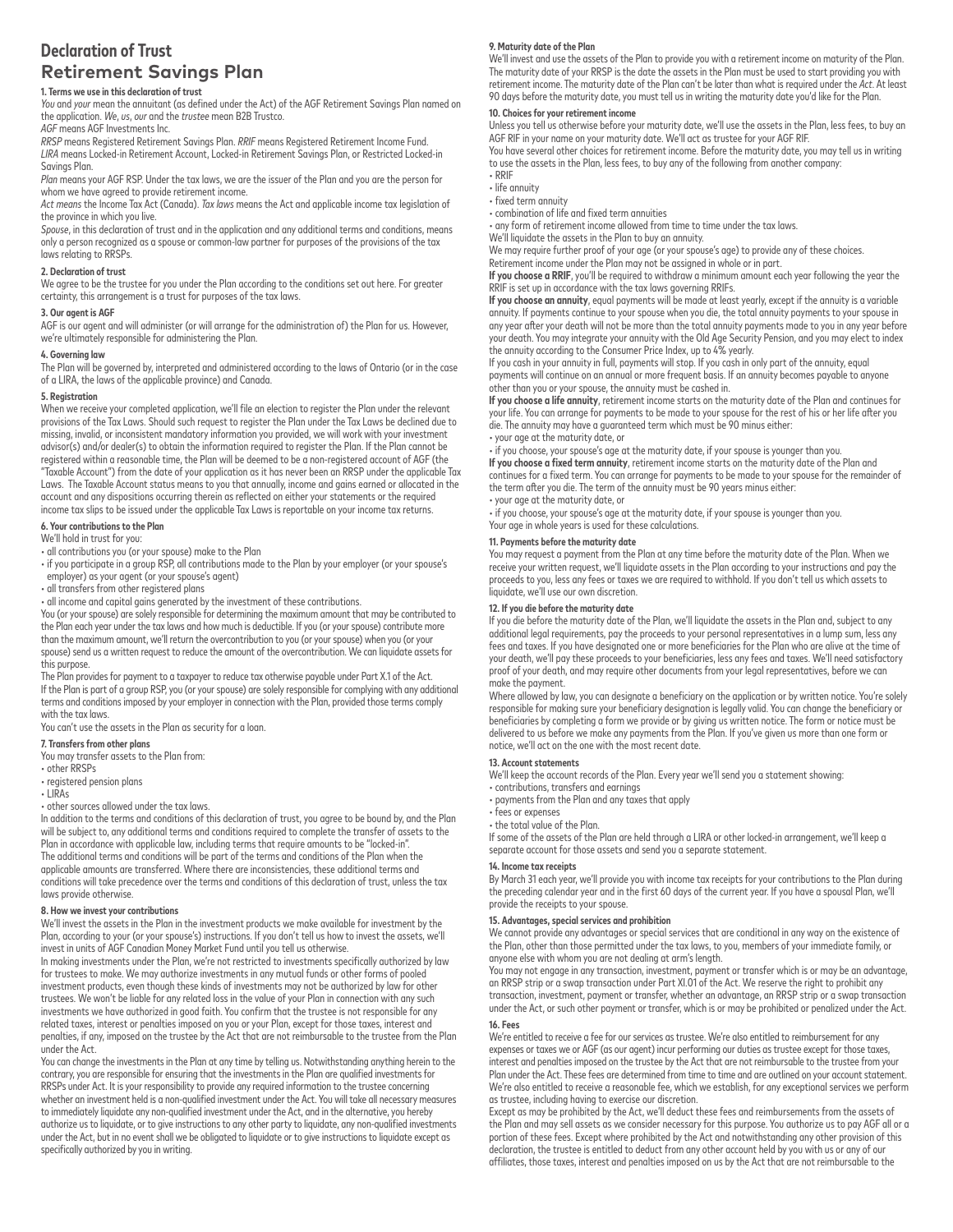# Declaration of Trust

## Retirement Savings Plan

### 1. Terms we use in this declaration of trust

*You* and *your* mean the annuitant (as defined under the Act) of the AGF Retirement Savings Plan named on the application. *We*, *us*, *our* and the *trustee* mean B2B Trustco.

*AGF* means AGF Investments Inc.

*RRSP* means Registered Retirement Savings Plan. *RRIF* means Registered Retirement Income Fund. *LIRA* means Locked-in Retirement Account, Locked-in Retirement Savings Plan, or Restricted Locked-in Savings Plan.

*Plan* means your AGF RSP. Under the tax laws, we are the issuer of the Plan and you are the person for whom we have agreed to provide retirement income.

*Act means* the Income Tax Act (Canada). *Tax laws* means the Act and applicable income tax legislation of the province in which you live.

*Spouse*, in this declaration of trust and in the application and any additional terms and conditions, means only a person recognized as a spouse or common-law partner for purposes of the provisions of the tax laws relating to RRSPs.

### 2. Declaration of trust

We agree to be the trustee for you under the Plan according to the conditions set out here. For greater certainty, this arrangement is a trust for purposes of the tax laws.

### 3. Our agent is AGF

AGF is our agent and will administer (or will arrange for the administration of) the Plan for us. However, we're ultimately responsible for administering the Plan.

### 4. Governing law

The Plan will be governed by, interpreted and administered according to the laws of Ontario (or in the case of a LIRA, the laws of the applicable province) and Canada.

### 5. Registration

When we receive your completed application, we'll file an election to register the Plan under the relevant provisions of the Tax Laws. Should such request to register the Plan under the Tax Laws be declined due to missing, invalid, or inconsistent mandatory information you provided, we will work with your investment advisor(s) and/or dealer(s) to obtain the information required to register the Plan. If the Plan cannot be registered within a reasonable time, the Plan will be deemed to be a non-registered account of AGF (the "Taxable Account") from the date of your application as it has never been an RRSP under the applicable Tax Laws. The Taxable Account status means to you that annually, income and gains earned or allocated in the account and any dispositions occurring therein as reflected on either your statements or the required income tax slips to be issued under the applicable Tax Laws is reportable on your income tax returns.

### 6. Your contributions to the Plan

We'll hold in trust for you:

- all contributions you (or your spouse) make to the Plan
- if you participate in a group RSP, all contributions made to the Plan by your employer (or your spouse's employer) as your agent (or your spouse's agent)
- all transfers from other registered plans
- all income and capital gains generated by the investment of these contributions.

You (or your spouse) are solely responsible for determining the maximum amount that may be contributed to the Plan each year under the tax laws and how much is deductible. If you (or your spouse) contribute more than the maximum amount, we'll return the overcontribution to you (or your spouse) when you (or your spouse) send us a written request to reduce the amount of the overcontribution. We can liquidate assets for this purpose.

The Plan provides for payment to a taxpayer to reduce tax otherwise payable under Part X.1 of the Act.

If the Plan is part of a group RSP, you (or your spouse) are solely responsible for complying with any additional terms and conditions imposed by your employer in connection with the Plan, provided those terms comply with the tax laws.

You can't use the assets in the Plan as security for a loan.

### 7. Transfers from other plans

You may transfer assets to the Plan from:

- other RRSPs
- registered pension plans
- LIRAs
- other sources allowed under the tax laws.

In addition to the terms and conditions of this declaration of trust, you agree to be bound by, and the Plan will be subject to, any additional terms and conditions required to complete the transfer of assets to the Plan in accordance with applicable law, including terms that require amounts to be "locked-in".

The additional terms and conditions will be part of the terms and conditions of the Plan when the applicable amounts are transferred. Where there are inconsistencies, these additional terms and conditions will take precedence over the terms and conditions of this declaration of trust, unless the tax laws provide otherwise.

### 8. How we invest your contributions

We'll invest the assets in the Plan in the investment products we make available for investment by the Plan, according to your (or your spouse's) instructions. If you don't tell us how to invest the assets, we'll invest in units of AGF Canadian Money Market Fund until you tell us otherwise.

In making investments under the Plan, we're not restricted to investments specifically authorized by law for trustees to make. We may authorize investments in any mutual funds or other forms of pooled investment products, even though these kinds of investments may not be authorized by law for other trustees. We won't be liable for any related loss in the value of your Plan in connection with any such investments we have authorized in good faith. You confirm that the trustee is not responsible for any related taxes, interest or penalties imposed on you or your Plan, except for those taxes, interest and penalties, if any, imposed on the trustee by the Act that are not reimbursable to the trustee from the Plan under the Act.

You can change the investments in the Plan at any time by telling us. Notwithstanding anything herein to the contrary, you are responsible for ensuring that the investments in the Plan are qualified investments for RRSPs under Act. It is your responsibility to provide any required information to the trustee concerning whether an investment held is a non-qualified investment under the Act. You will take all necessary measures to immediately liquidate any non-qualified investment under the Act, and in the alternative, you hereby authorize us to liquidate, or to give instructions to any other party to liquidate, any non-qualified investments under the Act, but in no event shall we be obligated to liquidate or to give instructions to liquidate except as specifically authorized by you in writing.

### 9. Maturity date of the Plan

We'll invest and use the assets of the Plan to provide you with a retirement income on maturity of the Plan. The maturity date of your RRSP is the date the assets in the Plan must be used to start providing you with retirement income. The maturity date of the Plan can't be later than what is required under the *Act*. At least 90 days before the maturity date, you must tell us in writing the maturity date you'd like for the Plan.

### 10. Choices for your retirement income

Unless you tell us otherwise before your maturity date, we'll use the assets in the Plan, less fees, to buy an AGF RIF in your name on your maturity date. We'll act as trustee for your AGF RIF.

You have several other choices for retirement income. Before the maturity date, you may tell us in writing to use the assets in the Plan, less fees, to buy any of the following from another company:

- RRIF
- life annuity
- fixed term annuity
- combination of life and fixed term annuities
- any form of retirement income allowed from time to time under the tax laws.

We'll liquidate the assets in the Plan to buy an annuity.

We may require further proof of your age (or your spouse's age) to provide any of these choices.

Retirement income under the Plan may not be assigned in whole or in part.

**If you choose a RRIF**, you'll be required to withdraw a minimum amount each year following the year the RRIF is set up in accordance with the tax laws governing RRIFs.

**If you choose an annuity**, equal payments will be made at least yearly, except if the annuity is a variable annuity. If payments continue to your spouse when you die, the total annuity payments to your spouse in any year after your death will not be more than the total annuity payments made to you in any year before your death. You may integrate your annuity with the Old Age Security Pension, and you may elect to index the annuity according to the Consumer Price Index, up to 4% yearly.

If you cash in your annuity in full, payments will stop. If you cash in only part of the annuity, equal payments will continue on an annual or more frequent basis. If an annuity becomes payable to anyone other than you or your spouse, the annuity must be cashed in.

**If you choose a life annuity**, retirement income starts on the maturity date of the Plan and continues for your life. You can arrange for payments to be made to your spouse for the rest of his or her life after you die. The annuity may have a guaranteed term which must be 90 minus either:

- your age at the maturity date, or
- if you choose, your spouse's age at the maturity date, if your spouse is younger than you.

**If you choose a fixed term annuity**, retirement income starts on the maturity date of the Plan and continues for a fixed term. You can arrange for payments to be made to your spouse for the remainder of the term after you die. The term of the annuity must be 90 years minus either:

- your age at the maturity date, or
- if you choose, your spouse's age at the maturity date, if your spouse is younger than you.

Your age in whole years is used for these calculations.

### 11. Payments before the maturity date

You may request a payment from the Plan at any time before the maturity date of the Plan. When we receive your written request, we'll liquidate assets in the Plan according to your instructions and pay the proceeds to you, less any fees or taxes we are required to withhold. If you don't tell us which assets to liquidate, we'll use our own discretion.

### 12. If you die before the maturity date

If you die before the maturity date of the Plan, we'll liquidate the assets in the Plan and, subject to any additional legal requirements, pay the proceeds to your personal representatives in a lump sum, less any fees and taxes. If you have designated one or more beneficiaries for the Plan who are alive at the time of your death, we'll pay these proceeds to your beneficiaries, less any fees and taxes. We'll need satisfactory proof of your death, and may require other documents from your legal representatives, before we can make the payment.

Where allowed by law, you can designate a beneficiary on the application or by written notice. You're solely responsible for making sure your beneficiary designation is legally valid. You can change the beneficiary or beneficiaries by completing a form we provide or by giving us written notice. The form or notice must be delivered to us before we make any payments from the Plan. If you've given us more than one form or notice, we'll act on the one with the most recent date.

### 13. Account statements

We'll keep the account records of the Plan. Every year we'll send you a statement showing:

- contributions, transfers and earnings
- payments from the Plan and any taxes that apply
- fees or expenses
- the total value of the Plan.

If some of the assets of the Plan are held through a LIRA or other locked-in arrangement, we'll keep a separate account for those assets and send you a separate statement.

### 14. Income tax receipts

By March 31 each year, we'll provide you with income tax receipts for your contributions to the Plan during the preceding calendar year and in the first 60 days of the current year. If you have a spousal Plan, we'll provide the receipts to your spouse.

### 15. Advantages, special services and prohibition

We cannot provide any advantages or special services that are conditional in any way on the existence of the Plan, other than those permitted under the tax laws, to you, members of your immediate family, or anyone else with whom you are not dealing at arm's length.

You may not engage in any transaction, investment, payment or transfer which is or may be an advantage, an RRSP strip or a swap transaction under Part XI.01 of the Act. We reserve the right to prohibit any transaction, investment, payment or transfer, whether an advantage, an RRSP strip or a swap transaction under the Act, or such other payment or transfer, which is or may be prohibited or penalized under the Act.

### 16. Fees

We're entitled to receive a fee for our services as trustee. We're also entitled to reimbursement for any expenses or taxes we or AGF (as our agent) incur performing our duties as trustee except for those taxes, interest and penalties imposed on the trustee by the Act that are not reimbursable to the trustee from your Plan under the Act. These fees are determined from time to time and are outlined on your account statement. We're also entitled to receive a reasonable fee, which we establish, for any exceptional services we perform as trustee, including having to exercise our discretion.

Except as may be prohibited by the Act, we'll deduct these fees and reimbursements from the assets of the Plan and may sell assets as we consider necessary for this purpose. You authorize us to pay AGF all or a portion of these fees. Except where prohibited by the Act and notwithstanding any other provision of this declaration, the trustee is entitled to deduct from any other account held by you with us or any of our affiliates, those taxes, interest and penalties imposed on us by the Act that are not reimbursable to the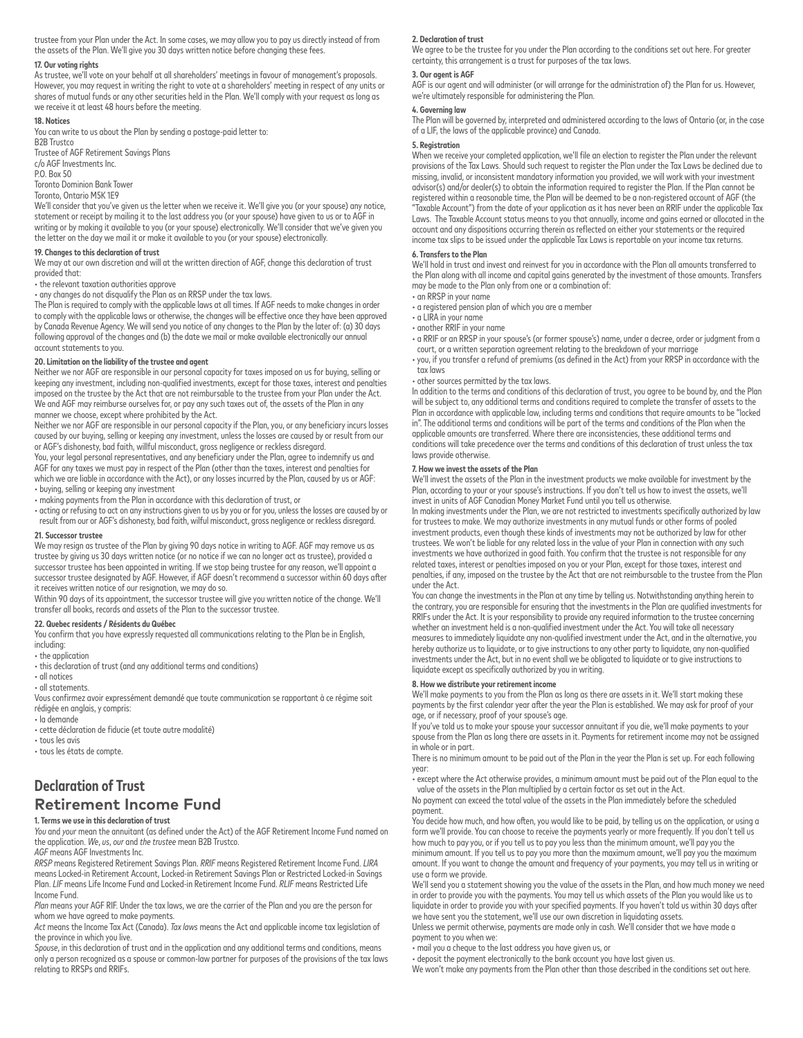trustee from your Plan under the Act. In some cases, we may allow you to pay us directly instead of from the assets of the Plan. We'll give you 30 days written notice before changing these fees.

**17. Our voting rights**

As trustee, we'll vote on your behalf at all shareholders' meetings in favour of management's proposals. However, you may request in writing the right to vote at a shareholders' meeting in respect of any units or shares of mutual funds or any other securities held in the Plan. We'll comply with your request as long as we receive it at least 48 hours before the meeting.

**18. Notices**

You can write to us about the Plan by sending a postage-paid letter to:

B2B Trustco
Trustee of AGF Retirement Savings Plans
c/o AGF Investments Inc.
P.O. Box 50
Toronto Dominion Bank Tower
Toronto, Ontario M5K 1E9

We'll consider that you've given us the letter when we receive it. We'll give you (or your spouse) any notice, statement or receipt by mailing it to the last address you (or your spouse) have given to us or to AGF in writing or by making it available to you (or your spouse) electronically. We'll consider that we've given you the letter on the day we mail it or make it available to you (or your spouse) electronically.

**19. Changes to this declaration of trust**

We may at our own discretion and will at the written direction of AGF, change this declaration of trust provided that:

- the relevant taxation authorities approve
- any changes do not disqualify the Plan as an RRSP under the tax laws.

The Plan is required to comply with the applicable laws at all times. If AGF needs to make changes in order to comply with the applicable laws or otherwise, the changes will be effective once they have been approved by Canada Revenue Agency. We will send you notice of any changes to the Plan by the later of: (a) 30 days following approval of the changes and (b) the date we mail or make available electronically our annual account statements to you.

**20. Limitation on the liability of the trustee and agent**

Neither we nor AGF are responsible in our personal capacity for taxes imposed on us for buying, selling or keeping any investment, including non-qualified investments, except for those taxes, interest and penalties imposed on the trustee by the Act that are not reimbursable to the trustee from your Plan under the Act. We and AGF may reimburse ourselves for, or pay any such taxes out of, the assets of the Plan in any manner we choose, except where prohibited by the Act.

Neither we nor AGF are responsible in our personal capacity if the Plan, you, or any beneficiary incurs losses caused by our buying, selling or keeping any investment, unless the losses are caused by or result from our or AGF's dishonesty, bad faith, willful misconduct, gross negligence or reckless disregard.

You, your legal personal representatives, and any beneficiary under the Plan, agree to indemnify us and AGF for any taxes we must pay in respect of the Plan (other than the taxes, interest and penalties for which we are liable in accordance with the Act), or any losses incurred by the Plan, caused by us or AGF:

- buying, selling or keeping any investment
- making payments from the Plan in accordance with this declaration of trust, or
- acting or refusing to act on any instructions given to us by you or for you, unless the losses are caused by or result from our or AGF's dishonesty, bad faith, wilful misconduct, gross negligence or reckless disregard.

**21. Successor trustee**

We may resign as trustee of the Plan by giving 90 days notice in writing to AGF. AGF may remove us as trustee by giving us 30 days written notice (or no notice if we can no longer act as trustee), provided a successor trustee has been appointed in writing. If we stop being trustee for any reason, we'll appoint a successor trustee designated by AGF. However, if AGF doesn't recommend a successor within 60 days after it receives written notice of our resignation, we may do so.

Within 90 days of its appointment, the successor trustee will give you written notice of the change. We'll transfer all books, records and assets of the Plan to the successor trustee.

**22. Quebec residents / Résidents du Québec**

You confirm that you have expressly requested all communications relating to the Plan be in English, including:

- the application
- this declaration of trust (and any additional terms and conditions)
- all notices
- all statements.

Vous confirmez avoir expressément demandé que toute communication se rapportant à ce régime soit rédigée en anglais, y compris:

- la demande
- cette déclaration de fiducie (et toute autre modalité)
- tous les avis
- tous les états de compte.

# Declaration of Trust
## Retirement Income Fund

**1. Terms we use in this declaration of trust**

*You* and *your* mean the annuitant (as defined under the Act) of the AGF Retirement Income Fund named on the application. *We*, *us*, *our* and *the trustee* mean B2B Trustco.

*AGF* means AGF Investments Inc.

*RRSP* means Registered Retirement Savings Plan. *RRIF* means Registered Retirement Income Fund. *LIRA* means Locked-in Retirement Account, Locked-in Retirement Savings Plan or Restricted Locked-in Savings Plan. *LIF* means Life Income Fund and Locked-in Retirement Income Fund. *RLIF* means Restricted Life Income Fund.

*Plan* means your AGF RIF. Under the tax laws, we are the carrier of the Plan and you are the person for whom we have agreed to make payments.

*Act* means the Income Tax Act (Canada). *Tax laws* means the Act and applicable income tax legislation of the province in which you live.

*Spouse*, in this declaration of trust and in the application and any additional terms and conditions, means only a person recognized as a spouse or common-law partner for purposes of the provisions of the tax laws relating to RRSPs and RRIFs.

**2. Declaration of trust**

We agree to be the trustee for you under the Plan according to the conditions set out here. For greater certainty, this arrangement is a trust for purposes of the tax laws.

**3. Our agent is AGF**

AGF is our agent and will administer (or will arrange for the administration of) the Plan for us. However, we're ultimately responsible for administering the Plan.

**4. Governing law**

The Plan will be governed by, interpreted and administered according to the laws of Ontario (or, in the case of a LIF, the laws of the applicable province) and Canada.

**5. Registration**

When we receive your completed application, we'll file an election to register the Plan under the relevant provisions of the Tax Laws. Should such request to register the Plan under the Tax Laws be declined due to missing, invalid, or inconsistent mandatory information you provided, we will work with your investment advisor(s) and/or dealer(s) to obtain the information required to register the Plan. If the Plan cannot be registered within a reasonable time, the Plan will be deemed to be a non-registered account of AGF (the "Taxable Account") from the date of your application as it has never been an RRIF under the applicable Tax Laws. The Taxable Account status means to you that annually, income and gains earned or allocated in the account and any dispositions occurring therein as reflected on either your statements or the required income tax slips to be issued under the applicable Tax Laws is reportable on your income tax returns.

**6. Transfers to the Plan**

We'll hold in trust and invest and reinvest for you in accordance with the Plan all amounts transferred to the Plan along with all income and capital gains generated by the investment of those amounts. Transfers may be made to the Plan only from one or a combination of:

- an RRSP in your name
- a registered pension plan of which you are a member
- a LIRA in your name
- another RRIF in your name
- a RRIF or an RRSP in your spouse's (or former spouse's) name, under a decree, order or judgment from a court, or a written separation agreement relating to the breakdown of your marriage
- you, if you transfer a refund of premiums (as defined in the Act) from your RRSP in accordance with the tax laws
- other sources permitted by the tax laws.

In addition to the terms and conditions of this declaration of trust, you agree to be bound by, and the Plan will be subject to, any additional terms and conditions required to complete the transfer of assets to the Plan in accordance with applicable law, including terms and conditions that require amounts to be "locked in". The additional terms and conditions will be part of the terms and conditions of the Plan when the applicable amounts are transferred. Where there are inconsistencies, these additional terms and conditions will take precedence over the terms and conditions of this declaration of trust unless the tax laws provide otherwise.

**7. How we invest the assets of the Plan**

We'll invest the assets of the Plan in the investment products we make available for investment by the Plan, according to your or your spouse's instructions. If you don't tell us how to invest the assets, we'll invest in units of AGF Canadian Money Market Fund until you tell us otherwise.

In making investments under the Plan, we are not restricted to investments specifically authorized by law for trustees to make. We may authorize investments in any mutual funds or other forms of pooled investment products, even though these kinds of investments may not be authorized by law for other trustees. We won't be liable for any related loss in the value of your Plan in connection with any such investments we have authorized in good faith. You confirm that the trustee is not responsible for any related taxes, interest or penalties imposed on you or your Plan, except for those taxes, interest and penalties, if any, imposed on the trustee by the Act that are not reimbursable to the trustee from the Plan under the Act.

You can change the investments in the Plan at any time by telling us. Notwithstanding anything herein to the contrary, you are responsible for ensuring that the investments in the Plan are qualified investments for RRIFs under the Act. It is your responsibility to provide any required information to the trustee concerning whether an investment held is a non-qualified investment under the Act. You will take all necessary measures to immediately liquidate any non-qualified investment under the Act, and in the alternative, you hereby authorize us to liquidate, or to give instructions to any other party to liquidate, any non-qualified investments under the Act, but in no event shall we be obligated to liquidate or to give instructions to liquidate except as specifically authorized by you in writing.

**8. How we distribute your retirement income**

We'll make payments to you from the Plan as long as there are assets in it. We'll start making these payments by the first calendar year after the year the Plan is established. We may ask for proof of your age, or if necessary, proof of your spouse's age.

If you've told us to make your spouse your successor annuitant if you die, we'll make payments to your spouse from the Plan as long there are assets in it. Payments for retirement income may not be assigned in whole or in part.

There is no minimum amount to be paid out of the Plan in the year the Plan is set up. For each following year:

- except where the Act otherwise provides, a minimum amount must be paid out of the Plan equal to the value of the assets in the Plan multiplied by a certain factor as set out in the Act.

No payment can exceed the total value of the assets in the Plan immediately before the scheduled payment.

You decide how much, and how often, you would like to be paid, by telling us on the application, or using a form we'll provide. You can choose to receive the payments yearly or more frequently. If you don't tell us how much to pay you, or if you tell us to pay you less than the minimum amount, we'll pay you the minimum amount. If you tell us to pay you more than the maximum amount, we'll pay you the maximum amount. If you want to change the amount and frequency of your payments, you may tell us in writing or use a form we provide.

We'll send you a statement showing you the value of the assets in the Plan, and how much money we need in order to provide you with the payments. You may tell us which assets of the Plan you would like us to liquidate in order to provide you with your specified payments. If you haven't told us within 30 days after we have sent you the statement, we'll use our own discretion in liquidating assets.

Unless we permit otherwise, payments are made only in cash. We'll consider that we have made a payment to you when we:

- mail you a cheque to the last address you have given us, or
- deposit the payment electronically to the bank account you have last given us.

We won't make any payments from the Plan other than those described in the conditions set out here.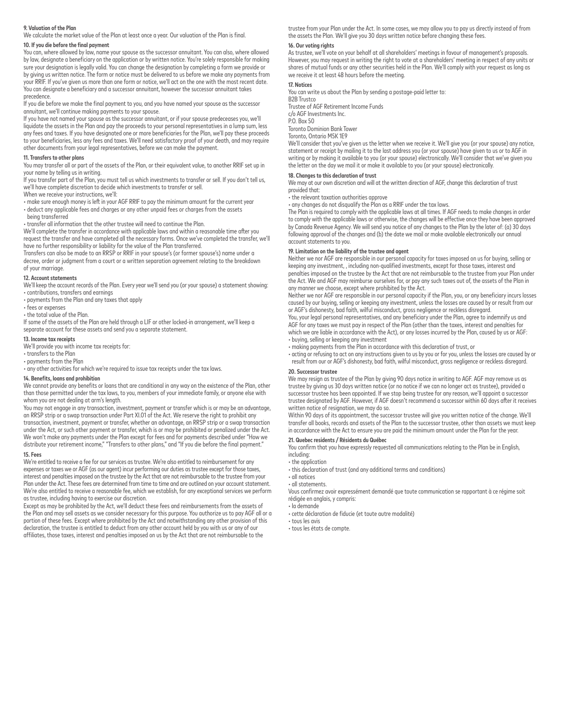### 9. Valuation of the Plan

We calculate the market value of the Plan at least once a year. Our valuation of the Plan is final.

### 10. If you die before the final payment

You can, where allowed by law, name your spouse as the successor annuitant. You can also, where allowed by law, designate a beneficiary on the application or by written notice. You're solely responsible for making sure your designation is legally valid. You can change the designation by completing a form we provide or by giving us written notice. The form or notice must be delivered to us before we make any payments from your RRIF. If you've given us more than one form or notice, we'll act on the one with the most recent date. You can designate a beneficiary and a successor annuitant, however the successor annuitant takes precedence.

If you die before we make the final payment to you, and you have named your spouse as the successor annuitant, we'll continue making payments to your spouse.

If you have not named your spouse as the successor annuitant, or if your spouse predeceases you, we'll liquidate the assets in the Plan and pay the proceeds to your personal representatives in a lump sum, less any fees and taxes. If you have designated one or more beneficiaries for the Plan, we'll pay these proceeds to your beneficiaries, less any fees and taxes. We'll need satisfactory proof of your death, and may require other documents from your legal representatives, before we can make the payment.

### 11. Transfers to other plans

You may transfer all or part of the assets of the Plan, or their equivalent value, to another RRIF set up in your name by telling us in writing.

If you transfer part of the Plan, you must tell us which investments to transfer or sell. If you don't tell us, we'll have complete discretion to decide which investments to transfer or sell.

When we receive your instructions, we'll:

- make sure enough money is left in your AGF RRIF to pay the minimum amount for the current year
- deduct any applicable fees and charges or any other unpaid fees or charges from the assets being transferred
- transfer all information that the other trustee will need to continue the Plan.

We'll complete the transfer in accordance with applicable laws and within a reasonable time after you request the transfer and have completed all the necessary forms. Once we've completed the transfer, we'll have no further responsibility or liability for the value of the Plan transferred.

Transfers can also be made to an RRSP or RRIF in your spouse's (or former spouse's) name under a decree, order or judgment from a court or a written separation agreement relating to the breakdown of your marriage.

### 12. Account statements

We'll keep the account records of the Plan. Every year we'll send you (or your spouse) a statement showing:

- contributions, transfers and earnings
- payments from the Plan and any taxes that apply
- fees or expenses
- the total value of the Plan.

If some of the assets of the Plan are held through a LIF or other locked-in arrangement, we'll keep a separate account for these assets and send you a separate statement.

### 13. Income tax receipts

We'll provide you with income tax receipts for:

- transfers to the Plan
- payments from the Plan
- any other activities for which we're required to issue tax receipts under the tax laws.

### 14. Benefits, loans and prohibition

We cannot provide any benefits or loans that are conditional in any way on the existence of the Plan, other than those permitted under the tax laws, to you, members of your immediate family, or anyone else with whom you are not dealing at arm's length.

You may not engage in any transaction, investment, payment or transfer which is or may be an advantage, an RRSP strip or a swap transaction under Part XI.01 of the Act. We reserve the right to prohibit any transaction, investment, payment or transfer, whether an advantage, an RRSP strip or a swap transaction under the Act, or such other payment or transfer, which is or may be prohibited or penalized under the Act. We won't make any payments under the Plan except for fees and for payments described under "How we distribute your retirement income," "Transfers to other plans," and "If you die before the final payment."

### 15. Fees

We're entitled to receive a fee for our services as trustee. We're also entitled to reimbursement for any expenses or taxes we or AGF (as our agent) incur performing our duties as trustee except for those taxes, interest and penalties imposed on the trustee by the Act that are not reimbursable to the trustee from your Plan under the Act. These fees are determined from time to time and are outlined on your account statement. We're also entitled to receive a reasonable fee, which we establish, for any exceptional services we perform as trustee, including having to exercise our discretion.

Except as may be prohibited by the Act, we'll deduct these fees and reimbursements from the assets of the Plan and may sell assets as we consider necessary for this purpose. You authorize us to pay AGF all or a portion of these fees. Except where prohibited by the Act and notwithstanding any other provision of this declaration, the trustee is entitled to deduct from any other account held by you with us or any of our affiliates, those taxes, interest and penalties imposed on us by the Act that are not reimbursable to the trustee from your Plan under the Act. In some cases, we may allow you to pay us directly instead of from the assets the Plan. We'll give you 30 days written notice before changing these fees.

### 16. Our voting rights

As trustee, we'll vote on your behalf at all shareholders' meetings in favour of management's proposals. However, you may request in writing the right to vote at a shareholders' meeting in respect of any units or shares of mutual funds or any other securities held in the Plan. We'll comply with your request as long as we receive it at least 48 hours before the meeting.

### 17. Notices

You can write us about the Plan by sending a postage-paid letter to:

B2B Trustco
Trustee of AGF Retirement Income Funds
c/o AGF Investments Inc.
P.O. Box 50
Toronto Dominion Bank Tower
Toronto, Ontario M5K 1E9

We'll consider that you've given us the letter when we receive it. We'll give you (or your spouse) any notice, statement or receipt by mailing it to the last address you (or your spouse) have given to us or to AGF in writing or by making it available to you (or your spouse) electronically. We'll consider that we've given you the letter on the day we mail it or make it available to you (or your spouse) electronically.

### 18. Changes to this declaration of trust

We may at our own discretion and will at the written direction of AGF, change this declaration of trust provided that:

- the relevant taxation authorities approve
- any changes do not disqualify the Plan as a RRIF under the tax laws.

The Plan is required to comply with the applicable laws at all times. If AGF needs to make changes in order to comply with the applicable laws or otherwise, the changes will be effective once they have been approved by Canada Revenue Agency. We will send you notice of any changes to the Plan by the later of: (a) 30 days following approval of the changes and (b) the date we mail or make available electronically our annual account statements to you.

### 19. Limitation on the liability of the trustee and agent

Neither we nor AGF are responsible in our personal capacity for taxes imposed on us for buying, selling or keeping any investment, , including non-qualified investments, except for those taxes, interest and penalties imposed on the trustee by the Act that are not reimbursable to the trustee from your Plan under the Act. We and AGF may reimburse ourselves for, or pay any such taxes out of, the assets of the Plan in any manner we choose, except where prohibited by the Act.

Neither we nor AGF are responsible in our personal capacity if the Plan, you, or any beneficiary incurs losses caused by our buying, selling or keeping any investment, unless the losses are caused by or result from our or AGF's dishonesty, bad faith, wilful misconduct, gross negligence or reckless disregard.

You, your legal personal representatives, and any beneficiary under the Plan, agree to indemnify us and AGF for any taxes we must pay in respect of the Plan (other than the taxes, interest and penalties for which we are liable in accordance with the Act), or any losses incurred by the Plan, caused by us or AGF:

- buying, selling or keeping any investment
- making payments from the Plan in accordance with this declaration of trust, or
- acting or refusing to act on any instructions given to us by you or for you, unless the losses are caused by or result from our or AGF's dishonesty, bad faith, wilful misconduct, gross negligence or reckless disregard.

### 20. Successor trustee

We may resign as trustee of the Plan by giving 90 days notice in writing to AGF. AGF may remove us as trustee by giving us 30 days written notice (or no notice if we can no longer act as trustee), provided a successor trustee has been appointed. If we stop being trustee for any reason, we'll appoint a successor trustee designated by AGF. However, if AGF doesn't recommend a successor within 60 days after it receives written notice of resignation, we may do so.

Within 90 days of its appointment, the successor trustee will give you written notice of the change. We'll transfer all books, records and assets of the Plan to the successor trustee, other than assets we must keep in accordance with the Act to ensure you are paid the minimum amount under the Plan for the year.

### 21. Quebec residents / Résidents du Québec

You confirm that you have expressly requested all communications relating to the Plan be in English, including:

- the application
- this declaration of trust (and any additional terms and conditions)
- all notices
- all statements.

Vous confirmez avoir expressément demandé que toute communication se rapportant à ce régime soit rédigée en anglais, y compris:

- la demande
- cette déclaration de fiducie (et toute autre modalité)
- tous les avis
- tous les états de compte.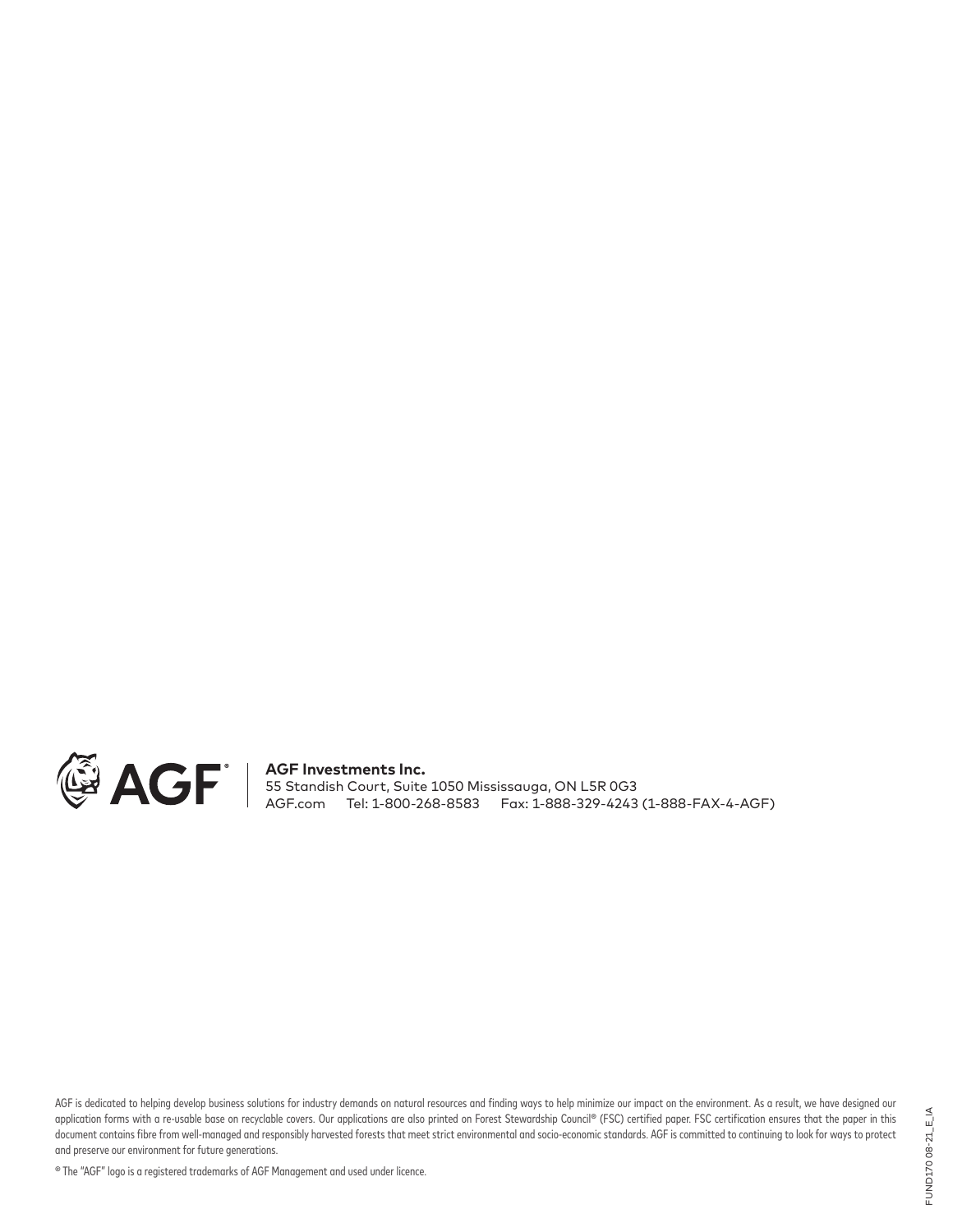AGF®

**AGF Investments Inc.**
55 Standish Court, Suite 1050 Mississauga, ON L5R 0G3
AGF.com Tel: 1-800-268-8583 Fax: 1-888-329-4243 (1-888-FAX-4-AGF)

AGF is dedicated to helping develop business solutions for industry demands on natural resources and finding ways to help minimize our impact on the environment. As a result, we have designed our application forms with a re-usable base on recyclable covers. Our applications are also printed on Forest Stewardship Council® (FSC) certified paper. FSC certification ensures that the paper in this document contains fibre from well-managed and responsibly harvested forests that meet strict environmental and socio-economic standards. AGF is committed to continuing to look for ways to protect and preserve our environment for future generations.

® The "AGF" logo is a registered trademarks of AGF Management and used under licence.

FUND170 08-21_E_IA